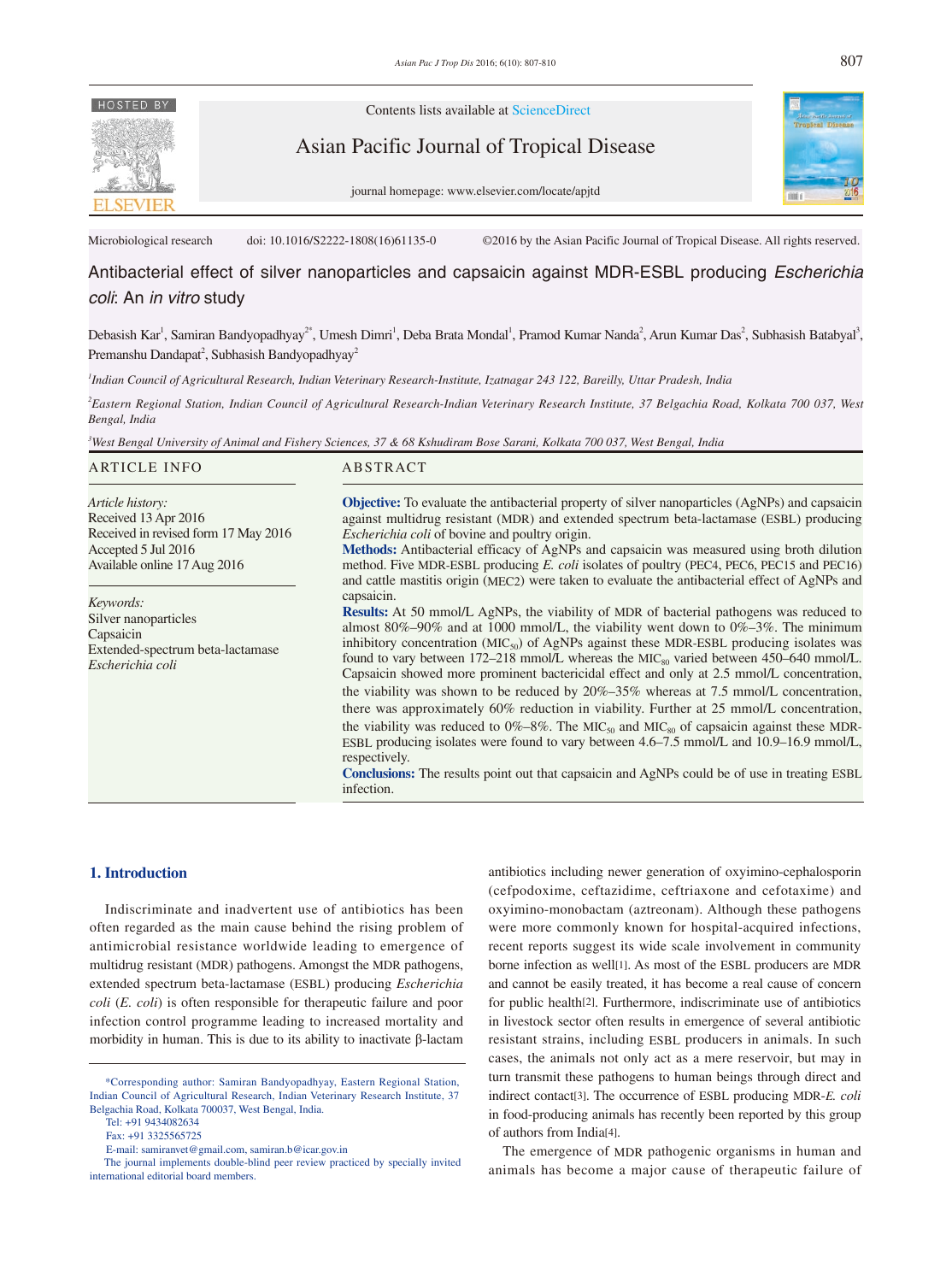Contents lists available at ScienceDirect

Asian Pacific Journal of Tropical Disease

journal homepage: www.elsevier.com/locate/apjtd

Microbiological research doi: 10.1016/S2222-1808(16)61135-0 ©2016 by the Asian Pacific Journal of Tropical Disease. All rights reserved.

# Antibacterial effect of silver nanoparticles and capsaicin against MDR-ESBL producing *Escherichia coli*: An *in vitro* study

Debasish Kar[1], Samiran Bandyopadhyay[2*], Umesh Dimri[1], Deba Brata Mondal[1], Pramod Kumar Nanda[2], Arun Kumar Das[2], Subhasish Batabyal[3], Premanshu Dandapat[2], Subhasish Bandyopadhyay[2]

[1]*Indian Council of Agricultural Research, Indian Veterinary Research-Institute, Izatnagar 243 122, Bareilly, Uttar Pradesh, India*

[2]*Eastern Regional Station, Indian Council of Agricultural Research-Indian Veterinary Research Institute, 37 Belgachia Road, Kolkata 700 037, West Bengal, India*

[3]*West Bengal University of Animal and Fishery Sciences, 37 & 68 Kshudiram Bose Sarani, Kolkata 700 037, West Bengal, India*

## ARTICLE INFO

*Article history:*
Received 13 Apr 2016
Received in revised form 17 May 2016
Accepted 5 Jul 2016
Available online 17 Aug 2016

*Keywords:*
Silver nanoparticles
Capsaicin
Extended-spectrum beta-lactamase
*Escherichia coli*

## ABSTRACT

**Objective:** To evaluate the antibacterial property of silver nanoparticles (AgNPs) and capsaicin against multidrug resistant (MDR) and extended spectrum beta-lactamase (ESBL) producing *Escherichia coli* of bovine and poultry origin.

**Methods:** Antibacterial efficacy of AgNPs and capsaicin was measured using broth dilution method. Five MDR-ESBL producing *E. coli* isolates of poultry (PEC4, PEC6, PEC15 and PEC16) and cattle mastitis origin (MEC2) were taken to evaluate the antibacterial effect of AgNPs and capsaicin.

**Results:** At 50 mmol/L AgNPs, the viability of MDR of bacterial pathogens was reduced to almost 80%–90% and at 1000 mmol/L, the viability went down to 0%–3%. The minimum inhibitory concentration ($MIC_{50}$) of AgNPs against these MDR-ESBL producing isolates was found to vary between 172–218 mmol/L whereas the $MIC_{80}$ varied between 450–640 mmol/L. Capsaicin showed more prominent bactericidal effect and only at 2.5 mmol/L concentration, the viability was shown to be reduced by 20%–35% whereas at 7.5 mmol/L concentration, there was approximately 60% reduction in viability. Further at 25 mmol/L concentration, the viability was reduced to 0%–8%. The $MIC_{50}$ and $MIC_{80}$ of capsaicin against these MDR-ESBL producing isolates were found to vary between 4.6–7.5 mmol/L and 10.9–16.9 mmol/L, respectively.

**Conclusions:** The results point out that capsaicin and AgNPs could be of use in treating ESBL infection.

## 1. Introduction

Indiscriminate and inadvertent use of antibiotics has been often regarded as the main cause behind the rising problem of antimicrobial resistance worldwide leading to emergence of multidrug resistant (MDR) pathogens. Amongst the MDR pathogens, extended spectrum beta-lactamase (ESBL) producing *Escherichia coli* (*E. coli*) is often responsible for therapeutic failure and poor infection control programme leading to increased mortality and morbidity in human. This is due to its ability to inactivate β-lactam antibiotics including newer generation of oxyimino-cephalosporin (cefpodoxime, ceftazidime, ceftriaxone and cefotaxime) and oxyimino-monobactam (aztreonam). Although these pathogens were more commonly known for hospital-acquired infections, recent reports suggest its wide scale involvement in community borne infection as well[1]. As most of the ESBL producers are MDR and cannot be easily treated, it has become a real cause of concern for public health[2]. Furthermore, indiscriminate use of antibiotics in livestock sector often results in emergence of several antibiotic resistant strains, including ESBL producers in animals. In such cases, the animals not only act as a mere reservoir, but may in turn transmit these pathogens to human beings through direct and indirect contact[3]. The occurrence of ESBL producing MDR-*E. coli* in food-producing animals has recently been reported by this group of authors from India[4].

The emergence of MDR pathogenic organisms in human and animals has become a major cause of therapeutic failure of

*Corresponding author: Samiran Bandyopadhyay, Eastern Regional Station, Indian Council of Agricultural Research, Indian Veterinary Research Institute, 37 Belgachia Road, Kolkata 700037, West Bengal, India.
Tel: +91 9434082634
Fax: +91 3325565725
E-mail: samiranvet@gmail.com, samiran.b@icar.gov.in
The journal implements double-blind peer review practiced by specially invited international editorial board members.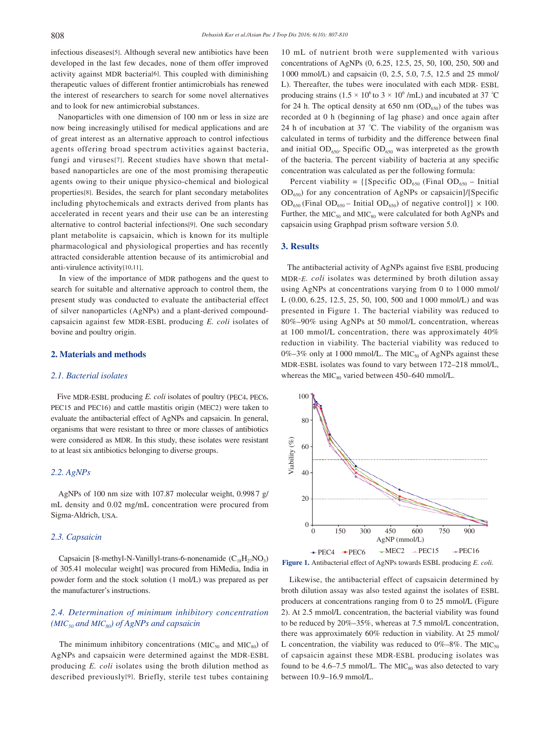infectious diseases[5]. Although several new antibiotics have been developed in the last few decades, none of them offer improved activity against MDR bacteria[6]. This coupled with diminishing therapeutic values of different frontier antimicrobials has renewed the interest of researchers to search for some novel alternatives and to look for new antimicrobial substances.

Nanoparticles with one dimension of 100 nm or less in size are now being increasingly utilised for medical applications and are of great interest as an alternative approach to control infectious agents offering broad spectrum activities against bacteria, fungi and viruses[7]. Recent studies have shown that metal-based nanoparticles are one of the most promising therapeutic agents owing to their unique physico-chemical and biological properties[8]. Besides, the search for plant secondary metabolites including phytochemicals and extracts derived from plants has accelerated in recent years and their use can be an interesting alternative to control bacterial infections[9]. One such secondary plant metabolite is capsaicin, which is known for its multiple pharmacological and physiological properties and has recently attracted considerable attention because of its antimicrobial and anti-virulence activity[10,11].

In view of the importance of MDR pathogens and the quest to search for suitable and alternative approach to control them, the present study was conducted to evaluate the antibacterial effect of silver nanoparticles (AgNPs) and a plant-derived compound-capsaicin against few MDR-ESBL producing *E. coli* isolates of bovine and poultry origin.

## 2. Materials and methods

### 2.1. Bacterial isolates

Five MDR-ESBL producing *E. coli* isolates of poultry (PEC4, PEC6, PEC15 and PEC16) and cattle mastitis origin (MEC2) were taken to evaluate the antibacterial effect of AgNPs and capsaicin. In general, organisms that were resistant to three or more classes of antibiotics were considered as MDR. In this study, these isolates were resistant to at least six antibiotics belonging to diverse groups.

### 2.2. AgNPs

AgNPs of 100 nm size with 107.87 molecular weight, 0.9987 g/mL density and 0.02 mg/mL concentration were procured from Sigma-Aldrich, USA.

### 2.3. Capsaicin

Capsaicin [8-methyl-N-Vanillyl-trans-6-nonenamide ($C_{18}H_{27}NO_3$) of 305.41 molecular weight] was procured from HiMedia, India in powder form and the stock solution (1 mol/L) was prepared as per the manufacturer's instructions.

### 2.4. Determination of minimum inhibitory concentration ($MIC_{50}$ and $MIC_{80}$) of AgNPs and capsaicin

The minimum inhibitory concentrations ($MIC_{50}$ and $MIC_{80}$) of AgNPs and capsaicin were determined against the MDR-ESBL producing *E. coli* isolates using the broth dilution method as described previously[9]. Briefly, sterile test tubes containing 10 mL of nutrient broth were supplemented with various concentrations of AgNPs (0, 6.25, 12.5, 25, 50, 100, 250, 500 and 1000 mmol/L) and capsaicin (0, 2.5, 5.0, 7.5, 12.5 and 25 mmol/L). Thereafter, the tubes were inoculated with each MDR- ESBL producing strains ($1.5 \times 10^6$ to $3 \times 10^6$ /mL) and incubated at 37 °C for 24 h. The optical density at 650 nm ($OD_{650}$) of the tubes was recorded at 0 h (beginning of lag phase) and once again after 24 h of incubation at 37 °C. The viability of the organism was calculated in terms of turbidity and the difference between final and initial $OD_{650}$. Specific $OD_{650}$ was interpreted as the growth of the bacteria. The percent viability of bacteria at any specific concentration was calculated as per the following formula:

Percent viability = {[Specific $OD_{650}$ (Final $OD_{650}$ – Initial $OD_{650}$) for any concentration of AgNPs or capsaicin]/[Specific $OD_{650}$ (Final $OD_{650}$ – Initial $OD_{650}$) of negative control]} × 100. Further, the $MIC_{50}$ and $MIC_{80}$ were calculated for both AgNPs and capsaicin using Graphpad prism software version 5.0.

## 3. Results

The antibacterial activity of AgNPs against five ESBL producing MDR-*E. coli* isolates was determined by broth dilution assay using AgNPs at concentrations varying from 0 to 1000 mmol/L (0.00, 6.25, 12.5, 25, 50, 100, 500 and 1000 mmol/L) and was presented in Figure 1. The bacterial viability was reduced to 80%–90% using AgNPs at 50 mmol/L concentration, whereas at 100 mmol/L concentration, there was approximately 40% reduction in viability. The bacterial viability was reduced to 0%–3% only at 1000 mmol/L. The $MIC_{50}$ of AgNPs against these MDR-ESBL isolates was found to vary between 172–218 mmol/L, whereas the $MIC_{80}$ varied between 450–640 mmol/L.

**Figure 1.** Antibacterial effect of AgNPs towards ESBL producing *E. coli.*

Likewise, the antibacterial effect of capsaicin determined by broth dilution assay was also tested against the isolates of ESBL producers at concentrations ranging from 0 to 25 mmol/L (Figure 2). At 2.5 mmol/L concentration, the bacterial viability was found to be reduced by 20%–35%, whereas at 7.5 mmol/L concentration, there was approximately 60% reduction in viability. At 25 mmol/L concentration, the viability was reduced to 0%–8%. The $MIC_{50}$ of capsaicin against these MDR-ESBL producing isolates was found to be 4.6–7.5 mmol/L. The $MIC_{80}$ was also detected to vary between 10.9–16.9 mmol/L.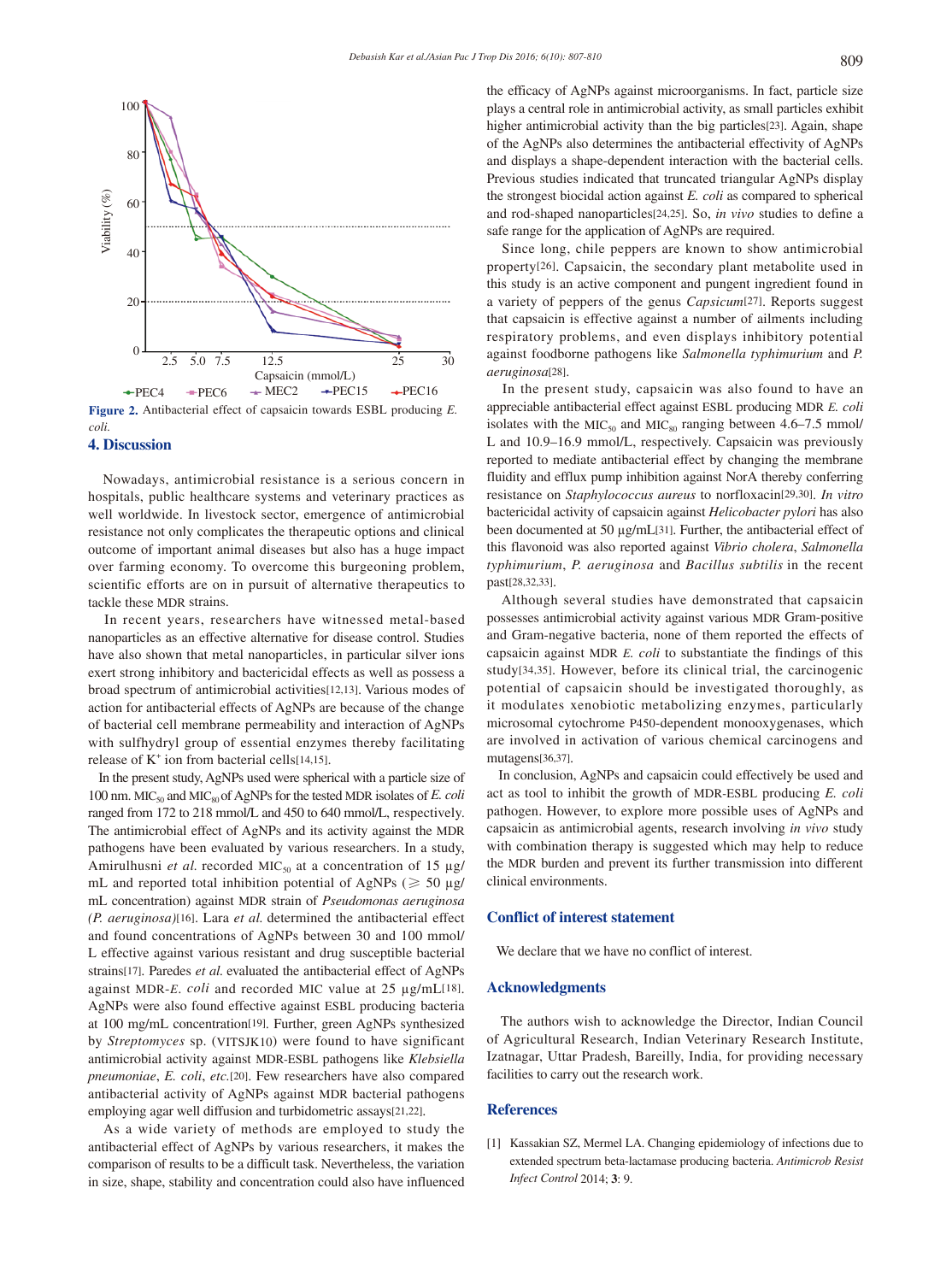Figure 2. Antibacterial effect of capsaicin towards ESBL producing *E. coli*.

## 4. Discussion

Nowadays, antimicrobial resistance is a serious concern in hospitals, public healthcare systems and veterinary practices as well worldwide. In livestock sector, emergence of antimicrobial resistance not only complicates the therapeutic options and clinical outcome of important animal diseases but also has a huge impact over farming economy. To overcome this burgeoning problem, scientific efforts are on in pursuit of alternative therapeutics to tackle these MDR strains.

In recent years, researchers have witnessed metal-based nanoparticles as an effective alternative for disease control. Studies have also shown that metal nanoparticles, in particular silver ions exert strong inhibitory and bactericidal effects as well as possess a broad spectrum of antimicrobial activities[12,13]. Various modes of action for antibacterial effects of AgNPs are because of the change of bacterial cell membrane permeability and interaction of AgNPs with sulfhydryl group of essential enzymes thereby facilitating release of $K^+$ ion from bacterial cells[14,15].

In the present study, AgNPs used were spherical with a particle size of 100 nm. $MIC_{50}$ and $MIC_{80}$ of AgNPs for the tested MDR isolates of *E. coli* ranged from 172 to 218 mmol/L and 450 to 640 mmol/L, respectively. The antimicrobial effect of AgNPs and its activity against the MDR pathogens have been evaluated by various researchers. In a study, Amirulhusni *et al.* recorded $MIC_{50}$ at a concentration of 15 µg/mL and reported total inhibition potential of AgNPs ($\geqslant$ 50 µg/mL concentration) against MDR strain of *Pseudomonas aeruginosa (P. aeruginosa)*[16]. Lara *et al.* determined the antibacterial effect and found concentrations of AgNPs between 30 and 100 mmol/L effective against various resistant and drug susceptible bacterial strains[17]. Paredes *et al.* evaluated the antibacterial effect of AgNPs against MDR-*E. coli* and recorded MIC value at 25 µg/mL[18]. AgNPs were also found effective against ESBL producing bacteria at 100 mg/mL concentration[19]. Further, green AgNPs synthesized by *Streptomyces* sp. (VITSJK10) were found to have significant antimicrobial activity against MDR-ESBL pathogens like *Klebsiella pneumoniae*, *E. coli*, *etc.*[20]. Few researchers have also compared antibacterial activity of AgNPs against MDR bacterial pathogens employing agar well diffusion and turbidometric assays[21,22].

As a wide variety of methods are employed to study the antibacterial effect of AgNPs by various researchers, it makes the comparison of results to be a difficult task. Nevertheless, the variation in size, shape, stability and concentration could also have influenced the efficacy of AgNPs against microorganisms. In fact, particle size plays a central role in antimicrobial activity, as small particles exhibit higher antimicrobial activity than the big particles[23]. Again, shape of the AgNPs also determines the antibacterial effectivity of AgNPs and displays a shape-dependent interaction with the bacterial cells. Previous studies indicated that truncated triangular AgNPs display the strongest biocidal action against *E. coli* as compared to spherical and rod-shaped nanoparticles[24,25]. So, *in vivo* studies to define a safe range for the application of AgNPs are required.

Since long, chile peppers are known to show antimicrobial property[26]. Capsaicin, the secondary plant metabolite used in this study is an active component and pungent ingredient found in a variety of peppers of the genus *Capsicum*[27]. Reports suggest that capsaicin is effective against a number of ailments including respiratory problems, and even displays inhibitory potential against foodborne pathogens like *Salmonella typhimurium* and *P. aeruginosa*[28].

In the present study, capsaicin was also found to have an appreciable antibacterial effect against ESBL producing MDR *E. coli* isolates with the $MIC_{50}$ and $MIC_{80}$ ranging between 4.6–7.5 mmol/L and 10.9–16.9 mmol/L, respectively. Capsaicin was previously reported to mediate antibacterial effect by changing the membrane fluidity and efflux pump inhibition against NorA thereby conferring resistance on *Staphylococcus aureus* to norfloxacin[29,30]. *In vitro* bactericidal activity of capsaicin against *Helicobacter pylori* has also been documented at 50 µg/mL[31]. Further, the antibacterial effect of this flavonoid was also reported against *Vibrio cholera*, *Salmonella typhimurium*, *P. aeruginosa* and *Bacillus subtilis* in the recent past[28,32,33].

Although several studies have demonstrated that capsaicin possesses antimicrobial activity against various MDR Gram-positive and Gram-negative bacteria, none of them reported the effects of capsaicin against MDR *E. coli* to substantiate the findings of this study[34,35]. However, before its clinical trial, the carcinogenic potential of capsaicin should be investigated thoroughly, as it modulates xenobiotic metabolizing enzymes, particularly microsomal cytochrome P450-dependent monooxygenases, which are involved in activation of various chemical carcinogens and mutagens[36,37].

In conclusion, AgNPs and capsaicin could effectively be used and act as tool to inhibit the growth of MDR-ESBL producing *E. coli* pathogen. However, to explore more possible uses of AgNPs and capsaicin as antimicrobial agents, research involving *in vivo* study with combination therapy is suggested which may help to reduce the MDR burden and prevent its further transmission into different clinical environments.

## Conflict of interest statement

We declare that we have no conflict of interest.

## Acknowledgments

The authors wish to acknowledge the Director, Indian Council of Agricultural Research, Indian Veterinary Research Institute, Izatnagar, Uttar Pradesh, Bareilly, India, for providing necessary facilities to carry out the research work.

## References

[1] Kassakian SZ, Mermel LA. Changing epidemiology of infections due to extended spectrum beta-lactamase producing bacteria. *Antimicrob Resist Infect Control* 2014; **3**: 9.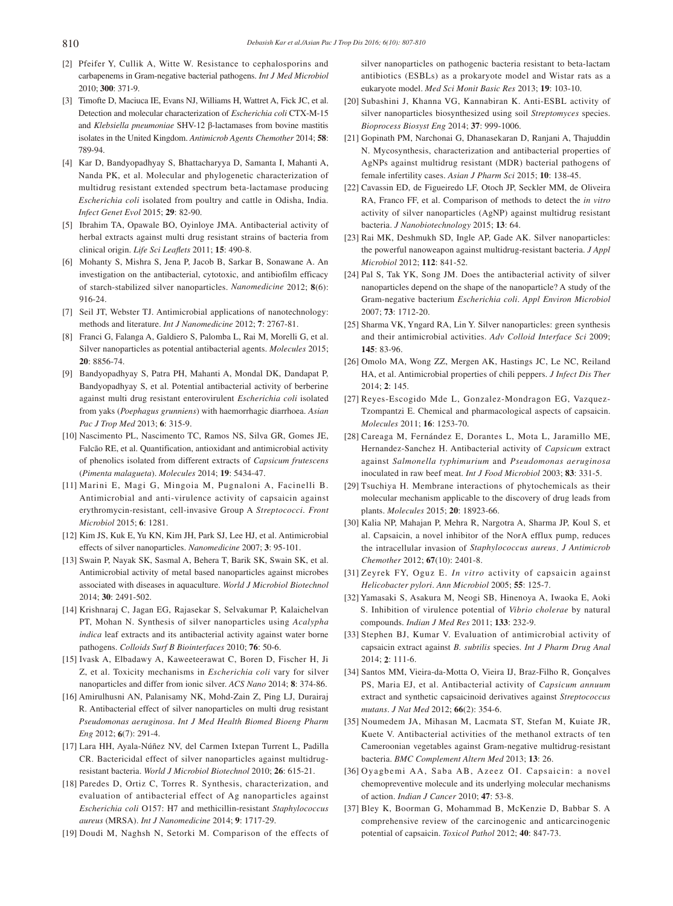[2] Pfeifer Y, Cullik A, Witte W. Resistance to cephalosporins and carbapenems in Gram-negative bacterial pathogens. *Int J Med Microbiol* 2010; **300**: 371-9.

[3] Timofte D, Maciuca IE, Evans NJ, Williams H, Wattret A, Fick JC, et al. Detection and molecular characterization of *Escherichia coli* CTX-M-15 and *Klebsiella pneumoniae* SHV-12 β-lactamases from bovine mastitis isolates in the United Kingdom. *Antimicrob Agents Chemother* 2014; **58**: 789-94.

[4] Kar D, Bandyopadhyay S, Bhattacharyya D, Samanta I, Mahanti A, Nanda PK, et al. Molecular and phylogenetic characterization of multidrug resistant extended spectrum beta-lactamase producing *Escherichia coli* isolated from poultry and cattle in Odisha, India. *Infect Genet Evol* 2015; **29**: 82-90.

[5] Ibrahim TA, Opawale BO, Oyinloye JMA. Antibacterial activity of herbal extracts against multi drug resistant strains of bacteria from clinical origin. *Life Sci Leaflets* 2011; **15**: 490-8.

[6] Mohanty S, Mishra S, Jena P, Jacob B, Sarkar B, Sonawane A. An investigation on the antibacterial, cytotoxic, and antibiofilm efficacy of starch-stabilized silver nanoparticles. *Nanomedicine* 2012; **8**(6): 916-24.

[7] Seil JT, Webster TJ. Antimicrobial applications of nanotechnology: methods and literature. *Int J Nanomedicine* 2012; **7**: 2767-81.

[8] Franci G, Falanga A, Galdiero S, Palomba L, Rai M, Morelli G, et al. Silver nanoparticles as potential antibacterial agents. *Molecules* 2015; **20**: 8856-74.

[9] Bandyopadhyay S, Patra PH, Mahanti A, Mondal DK, Dandapat P, Bandyopadhyay S, et al. Potential antibacterial activity of berberine against multi drug resistant enterovirulent *Escherichia coli* isolated from yaks (*Poephagus grunniens*) with haemorrhagic diarrhoea. *Asian Pac J Trop Med* 2013; **6**: 315-9.

[10] Nascimento PL, Nascimento TC, Ramos NS, Silva GR, Gomes JE, Falcão RE, et al. Quantification, antioxidant and antimicrobial activity of phenolics isolated from different extracts of *Capsicum frutescens* (*Pimenta malagueta*). *Molecules* 2014; **19**: 5434-47.

[11] Marini E, Magi G, Mingoia M, Pugnaloni A, Facinelli B. Antimicrobial and anti-virulence activity of capsaicin against erythromycin-resistant, cell-invasive Group A *Streptococci*. *Front Microbiol* 2015; **6**: 1281.

[12] Kim JS, Kuk E, Yu KN, Kim JH, Park SJ, Lee HJ, et al. Antimicrobial effects of silver nanoparticles. *Nanomedicine* 2007; **3**: 95-101.

[13] Swain P, Nayak SK, Sasmal A, Behera T, Barik SK, Swain SK, et al. Antimicrobial activity of metal based nanoparticles against microbes associated with diseases in aquaculture. *World J Microbiol Biotechnol* 2014; **30**: 2491-502.

[14] Krishnaraj C, Jagan EG, Rajasekar S, Selvakumar P, Kalaichelvan PT, Mohan N. Synthesis of silver nanoparticles using *Acalypha indica* leaf extracts and its antibacterial activity against water borne pathogens. *Colloids Surf B Biointerfaces* 2010; **76**: 50-6.

[15] Ivask A, Elbadawy A, Kaweeteerawat C, Boren D, Fischer H, Ji Z, et al. Toxicity mechanisms in *Escherichia coli* vary for silver nanoparticles and differ from ionic silver. *ACS Nano* 2014; **8**: 374-86.

[16] Amirulhusni AN, Palanisamy NK, Mohd-Zain Z, Ping LJ, Durairaj R. Antibacterial effect of silver nanoparticles on multi drug resistant *Pseudomonas aeruginosa*. *Int J Med Health Biomed Bioeng Pharm Eng* 2012; **6**(7): 291-4.

[17] Lara HH, Ayala-Núñez NV, del Carmen Ixtepan Turrent L, Padilla CR. Bactericidal effect of silver nanoparticles against multidrug-resistant bacteria. *World J Microbiol Biotechnol* 2010; **26**: 615-21.

[18] Paredes D, Ortiz C, Torres R. Synthesis, characterization, and evaluation of antibacterial effect of Ag nanoparticles against *Escherichia coli* O157: H7 and methicillin-resistant *Staphylococcus aureus* (MRSA). *Int J Nanomedicine* 2014; **9**: 1717-29.

[19] Doudi M, Naghsh N, Setorki M. Comparison of the effects of silver nanoparticles on pathogenic bacteria resistant to beta-lactam antibiotics (ESBLs) as a prokaryote model and Wistar rats as a eukaryote model. *Med Sci Monit Basic Res* 2013; **19**: 103-10.

[20] Subashini J, Khanna VG, Kannabiran K. Anti-ESBL activity of silver nanoparticles biosynthesized using soil *Streptomyces* species. *Bioprocess Biosyst Eng* 2014; **37**: 999-1006.

[21] Gopinath PM, Narchonai G, Dhanasekaran D, Ranjani A, Thajuddin N. Mycosynthesis, characterization and antibacterial properties of AgNPs against multidrug resistant (MDR) bacterial pathogens of female infertility cases. *Asian J Pharm Sci* 2015; **10**: 138-45.

[22] Cavassin ED, de Figueiredo LF, Otoch JP, Seckler MM, de Oliveira RA, Franco FF, et al. Comparison of methods to detect the *in vitro* activity of silver nanoparticles (AgNP) against multidrug resistant bacteria. *J Nanobiotechnology* 2015; **13**: 64.

[23] Rai MK, Deshmukh SD, Ingle AP, Gade AK. Silver nanoparticles: the powerful nanoweapon against multidrug-resistant bacteria. *J Appl Microbiol* 2012; **112**: 841-52.

[24] Pal S, Tak YK, Song JM. Does the antibacterial activity of silver nanoparticles depend on the shape of the nanoparticle? A study of the Gram-negative bacterium *Escherichia coli*. *Appl Environ Microbiol* 2007; **73**: 1712-20.

[25] Sharma VK, Yngard RA, Lin Y. Silver nanoparticles: green synthesis and their antimicrobial activities. *Adv Colloid Interface Sci* 2009; **145**: 83-96.

[26] Omolo MA, Wong ZZ, Mergen AK, Hastings JC, Le NC, Reiland HA, et al. Antimicrobial properties of chili peppers. *J Infect Dis Ther* 2014; **2**: 145.

[27] Reyes-Escogido Mde L, Gonzalez-Mondragon EG, Vazquez-Tzompantzi E. Chemical and pharmacological aspects of capsaicin. *Molecules* 2011; **16**: 1253-70.

[28] Careaga M, Fernández E, Dorantes L, Mota L, Jaramillo ME, Hernandez-Sanchez H. Antibacterial activity of *Capsicum* extract against *Salmonella typhimurium* and *Pseudomonas aeruginosa* inoculated in raw beef meat. *Int J Food Microbiol* 2003; **83**: 331-5.

[29] Tsuchiya H. Membrane interactions of phytochemicals as their molecular mechanism applicable to the discovery of drug leads from plants. *Molecules* 2015; **20**: 18923-66.

[30] Kalia NP, Mahajan P, Mehra R, Nargotra A, Sharma JP, Koul S, et al. Capsaicin, a novel inhibitor of the NorA efflux pump, reduces the intracellular invasion of *Staphylococcus aureus*. *J Antimicrob Chemother* 2012; **67**(10): 2401-8.

[31] Zeyrek FY, Oguz E. *In vitro* activity of capsaicin against *Helicobacter pylori*. *Ann Microbiol* 2005; **55**: 125-7.

[32] Yamasaki S, Asakura M, Neogi SB, Hinenoya A, Iwaoka E, Aoki S. Inhibition of virulence potential of *Vibrio cholerae* by natural compounds. *Indian J Med Res* 2011; **133**: 232-9.

[33] Stephen BJ, Kumar V. Evaluation of antimicrobial activity of capsaicin extract against *B. subtilis* species. *Int J Pharm Drug Anal* 2014; **2**: 111-6.

[34] Santos MM, Vieira-da-Motta O, Vieira IJ, Braz-Filho R, Gonçalves PS, Maria EJ, et al. Antibacterial activity of *Capsicum annuum* extract and synthetic capsaicinoid derivatives against *Streptococcus mutans*. *J Nat Med* 2012; **66**(2): 354-6.

[35] Noumedem JA, Mihasan M, Lacmata ST, Stefan M, Kuiate JR, Kuete V. Antibacterial activities of the methanol extracts of ten Cameroonian vegetables against Gram-negative multidrug-resistant bacteria. *BMC Complement Altern Med* 2013; **13**: 26.

[36] Oyagbemi AA, Saba AB, Azeez OI. Capsaicin: a novel chemopreventive molecule and its underlying molecular mechanisms of action. *Indian J Cancer* 2010; **47**: 53-8.

[37] Bley K, Boorman G, Mohammad B, McKenzie D, Babbar S. A comprehensive review of the carcinogenic and anticarcinogenic potential of capsaicin. *Toxicol Pathol* 2012; **40**: 847-73.